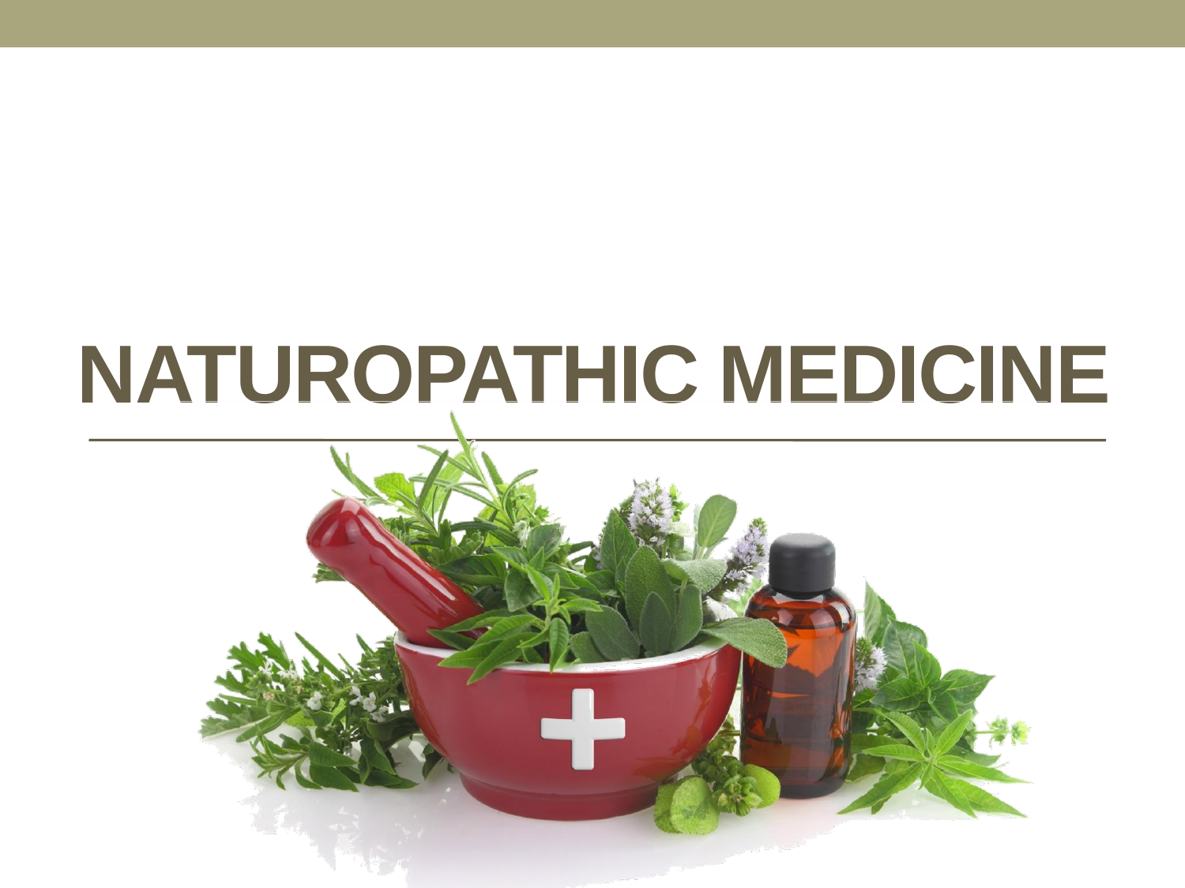# NATUROPATHIC MEDICINE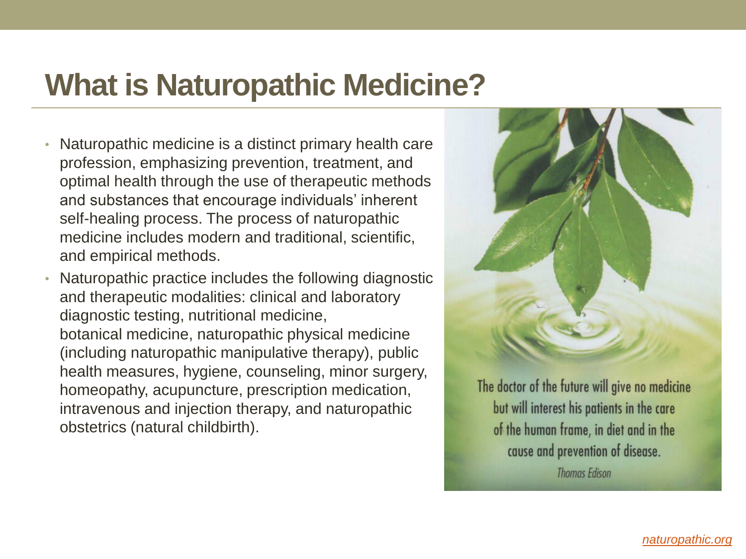# What is Naturopathic Medicine?

- Naturopathic medicine is a distinct primary health care profession, emphasizing prevention, treatment, and optimal health through the use of therapeutic methods and substances that encourage individuals' inherent self-healing process. The process of naturopathic medicine includes modern and traditional, scientific, and empirical methods.
- Naturopathic practice includes the following diagnostic and therapeutic modalities: clinical and laboratory diagnostic testing, nutritional medicine, botanical medicine, naturopathic physical medicine (including naturopathic manipulative therapy), public health measures, hygiene, counseling, minor surgery, homeopathy, acupuncture, prescription medication, intravenous and injection therapy, and naturopathic obstetrics (natural childbirth).

The doctor of the future will give no medicine but will interest his patients in the care of the human frame, in diet and in the cause and prevention of disease.

*Thomas Edison*

[naturopathic.org](naturopathic.org)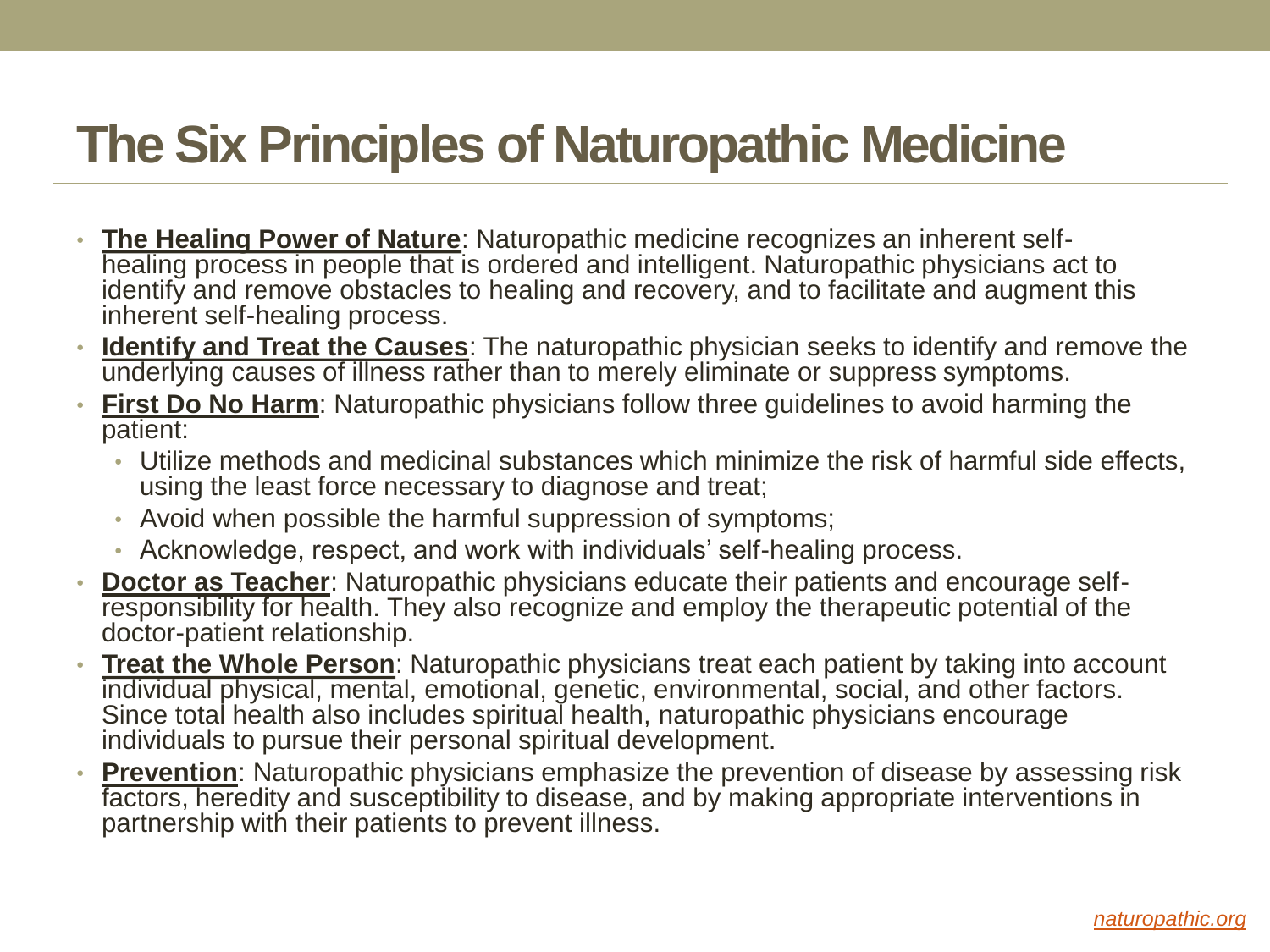# The Six Principles of Naturopathic Medicine

- **The Healing Power of Nature**: Naturopathic medicine recognizes an inherent self-healing process in people that is ordered and intelligent. Naturopathic physicians act to identify and remove obstacles to healing and recovery, and to facilitate and augment this inherent self-healing process.
- **Identify and Treat the Causes**: The naturopathic physician seeks to identify and remove the underlying causes of illness rather than to merely eliminate or suppress symptoms.
- **First Do No Harm**: Naturopathic physicians follow three guidelines to avoid harming the patient:
  - Utilize methods and medicinal substances which minimize the risk of harmful side effects, using the least force necessary to diagnose and treat;
  - Avoid when possible the harmful suppression of symptoms;
  - Acknowledge, respect, and work with individuals' self-healing process.
- **Doctor as Teacher**: Naturopathic physicians educate their patients and encourage self-responsibility for health. They also recognize and employ the therapeutic potential of the doctor-patient relationship.
- **Treat the Whole Person**: Naturopathic physicians treat each patient by taking into account individual physical, mental, emotional, genetic, environmental, social, and other factors. Since total health also includes spiritual health, naturopathic physicians encourage individuals to pursue their personal spiritual development.
- **Prevention**: Naturopathic physicians emphasize the prevention of disease by assessing risk factors, heredity and susceptibility to disease, and by making appropriate interventions in partnership with their patients to prevent illness.

*naturopathic.org*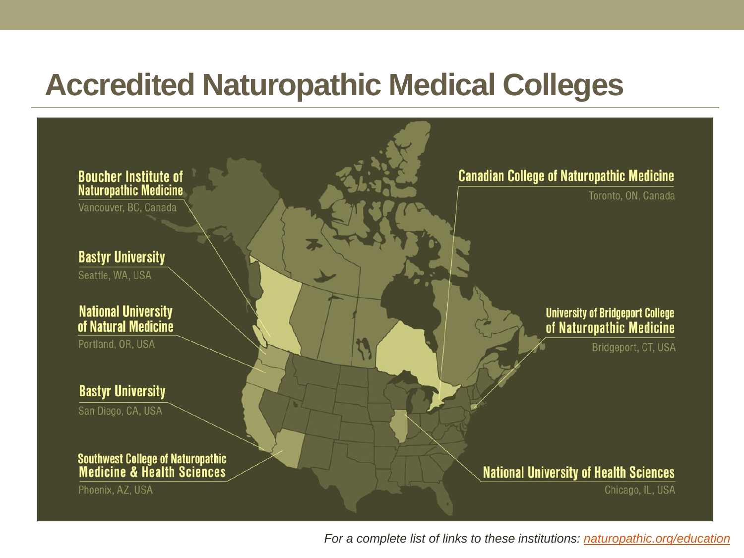# Accredited Naturopathic Medical Colleges

**Boucher Institute of Naturopathic Medicine**
Vancouver, BC, Canada

**Bastyr University**
Seattle, WA, USA

**National University of Natural Medicine**
Portland, OR, USA

**Bastyr University**
San Diego, CA, USA

**Southwest College of Naturopathic Medicine & Health Sciences**
Phoenix, AZ, USA

**Canadian College of Naturopathic Medicine**
Toronto, ON, Canada

**University of Bridgeport College of Naturopathic Medicine**
Bridgeport, CT, USA

**National University of Health Sciences**
Chicago, IL, USA

*For a complete list of links to these institutions: naturopathic.org/education*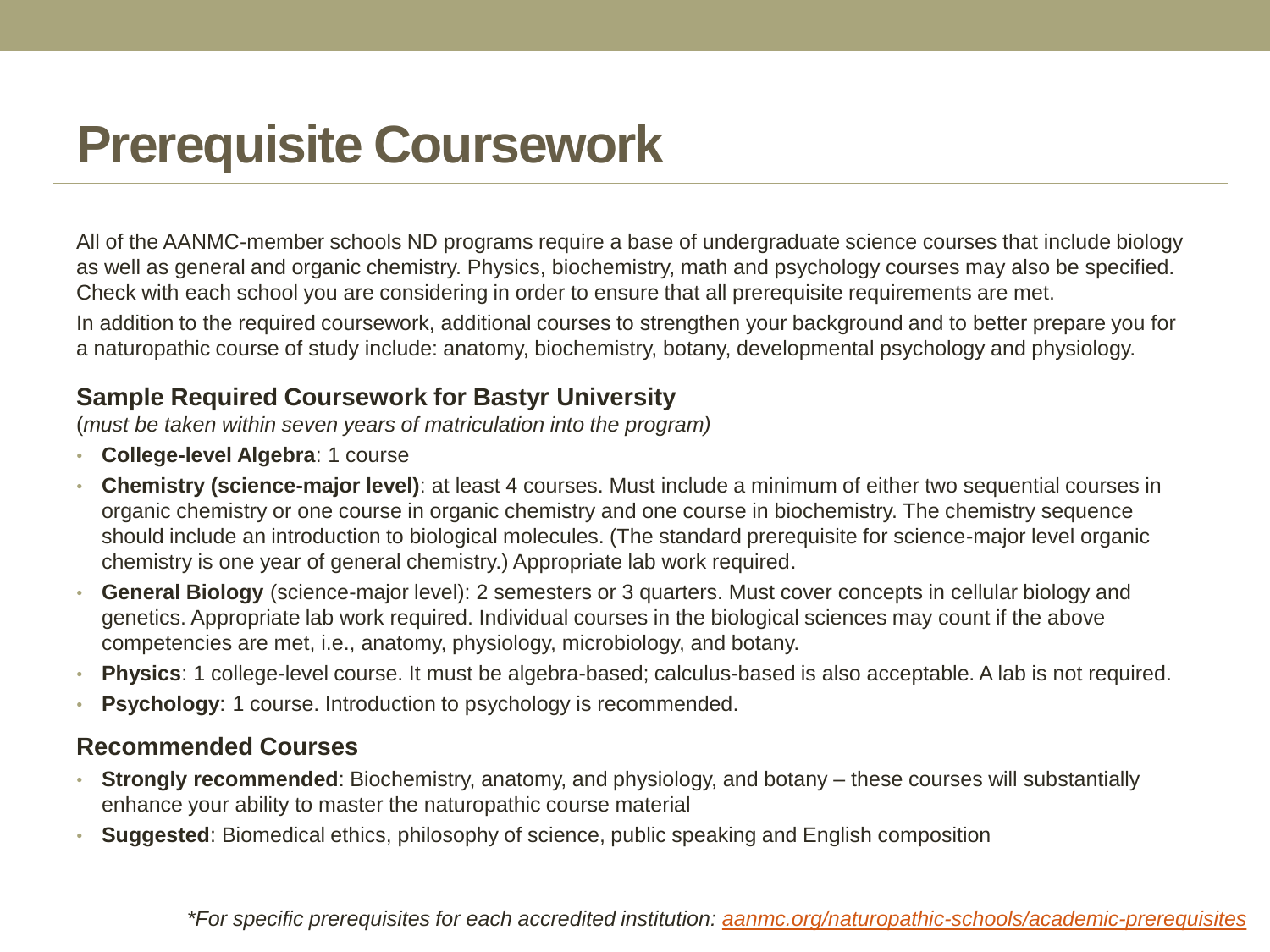# Prerequisite Coursework

All of the AANMC-member schools ND programs require a base of undergraduate science courses that include biology as well as general and organic chemistry. Physics, biochemistry, math and psychology courses may also be specified. Check with each school you are considering in order to ensure that all prerequisite requirements are met.

In addition to the required coursework, additional courses to strengthen your background and to better prepare you for a naturopathic course of study include: anatomy, biochemistry, botany, developmental psychology and physiology.

### Sample Required Coursework for Bastyr University

(*must be taken within seven years of matriculation into the program)*

- **College-level Algebra**: 1 course
- **Chemistry (science-major level)**: at least 4 courses. Must include a minimum of either two sequential courses in organic chemistry or one course in organic chemistry and one course in biochemistry. The chemistry sequence should include an introduction to biological molecules. (The standard prerequisite for science-major level organic chemistry is one year of general chemistry.) Appropriate lab work required.
- **General Biology** (science-major level): 2 semesters or 3 quarters. Must cover concepts in cellular biology and genetics. Appropriate lab work required. Individual courses in the biological sciences may count if the above competencies are met, i.e., anatomy, physiology, microbiology, and botany.
- **Physics**: 1 college-level course. It must be algebra-based; calculus-based is also acceptable. A lab is not required.
- **Psychology**: 1 course. Introduction to psychology is recommended.

### Recommended Courses

- **Strongly recommended**: Biochemistry, anatomy, and physiology, and botany – these courses will substantially enhance your ability to master the naturopathic course material
- **Suggested**: Biomedical ethics, philosophy of science, public speaking and English composition

*\*For specific prerequisites for each accredited institution: [aanmc.org/naturopathic-schools/academic-prerequisites](aanmc.org/naturopathic-schools/academic-prerequisites)*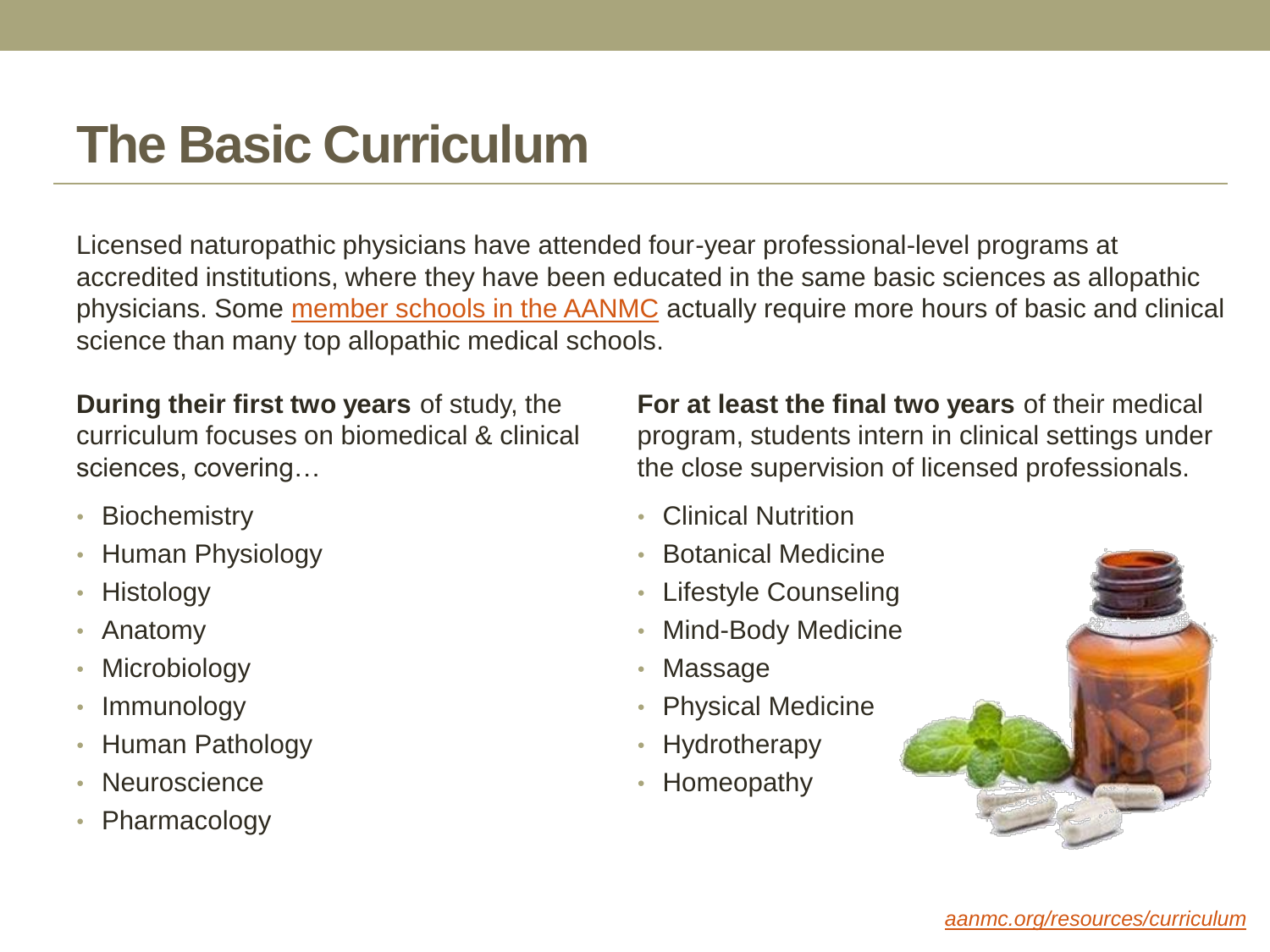# The Basic Curriculum

Licensed naturopathic physicians have attended four-year professional-level programs at accredited institutions, where they have been educated in the same basic sciences as allopathic physicians. Some member schools in the AANMC actually require more hours of basic and clinical science than many top allopathic medical schools.

**During their first two years** of study, the curriculum focuses on biomedical & clinical sciences, covering…

- Biochemistry
- Human Physiology
- Histology
- Anatomy
- Microbiology
- Immunology
- Human Pathology
- Neuroscience
- Pharmacology

**For at least the final two years** of their medical program, students intern in clinical settings under the close supervision of licensed professionals.

- Clinical Nutrition
- Botanical Medicine
- Lifestyle Counseling
- Mind-Body Medicine
- Massage
- Physical Medicine
- Hydrotherapy
- Homeopathy

*aanmc.org/resources/curriculum*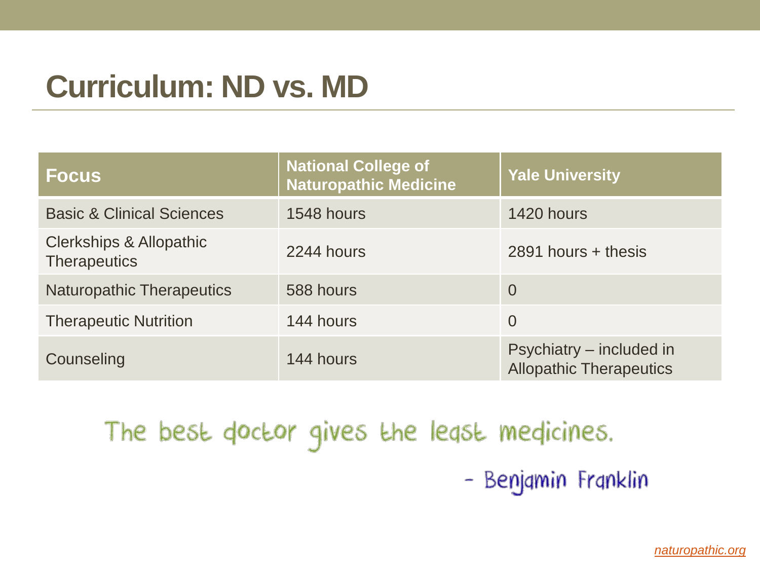# Curriculum: ND vs. MD

| Focus | National College of Naturopathic Medicine | Yale University |
|---|---|---|
| Basic & Clinical Sciences | 1548 hours | 1420 hours |
| Clerkships & Allopathic Therapeutics | 2244 hours | 2891 hours + thesis |
| Naturopathic Therapeutics | 588 hours | 0 |
| Therapeutic Nutrition | 144 hours | 0 |
| Counseling | 144 hours | Psychiatry – included in Allopathic Therapeutics |

The best doctor gives the least medicines.

- Benjamin Franklin

naturopathic.org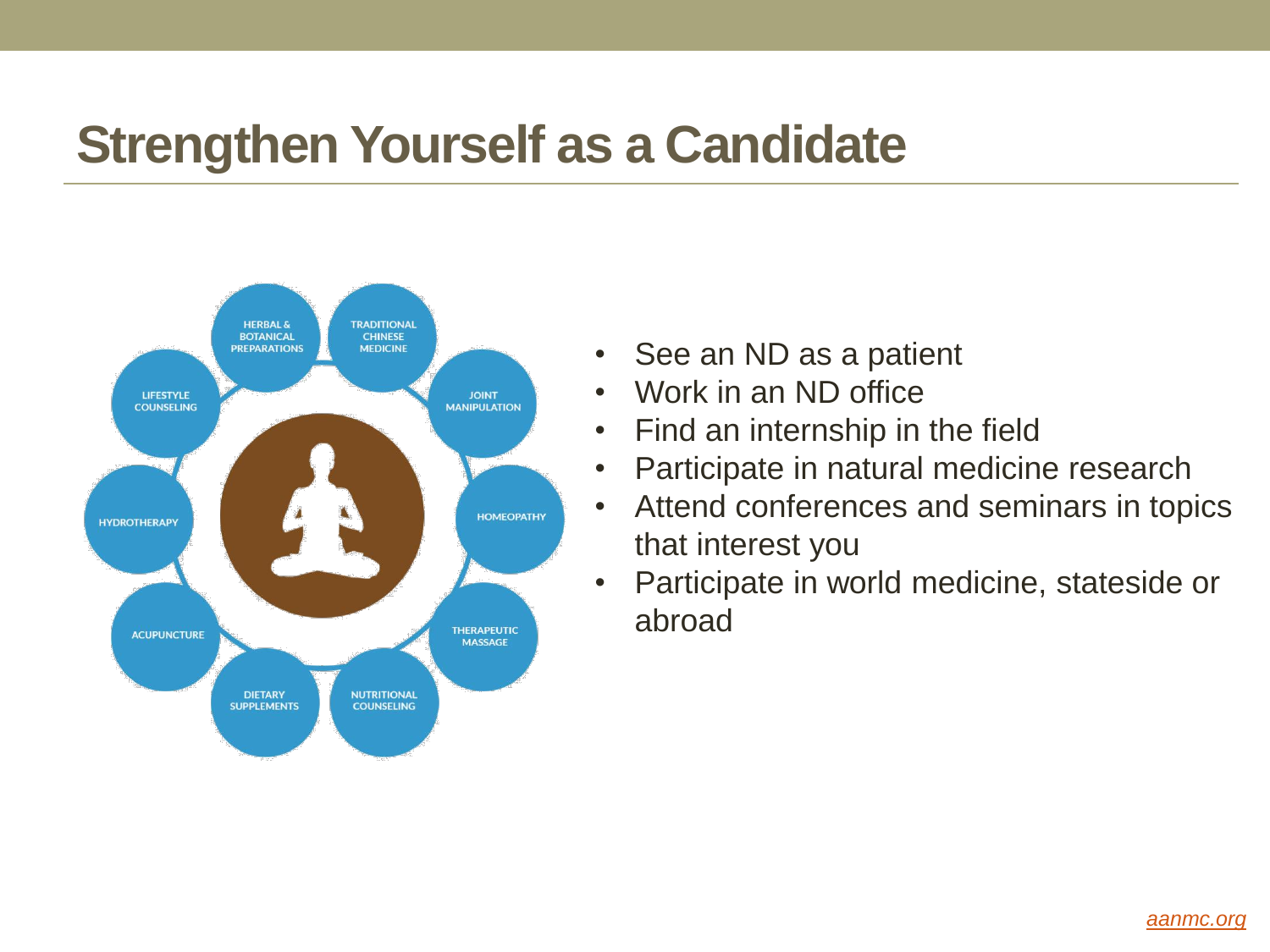# Strengthen Yourself as a Candidate

HERBAL & BOTANICAL PREPARATIONS

TRADITIONAL CHINESE MEDICINE

JOINT MANIPULATION

HOMEOPATHY

THERAPEUTIC MASSAGE

NUTRITIONAL COUNSELING

DIETARY SUPPLEMENTS

ACUPUNCTURE

HYDROTHERAPY

LIFESTYLE COUNSELING

- See an ND as a patient
- Work in an ND office
- Find an internship in the field
- Participate in natural medicine research
- Attend conferences and seminars in topics that interest you
- Participate in world medicine, stateside or abroad

aanmc.org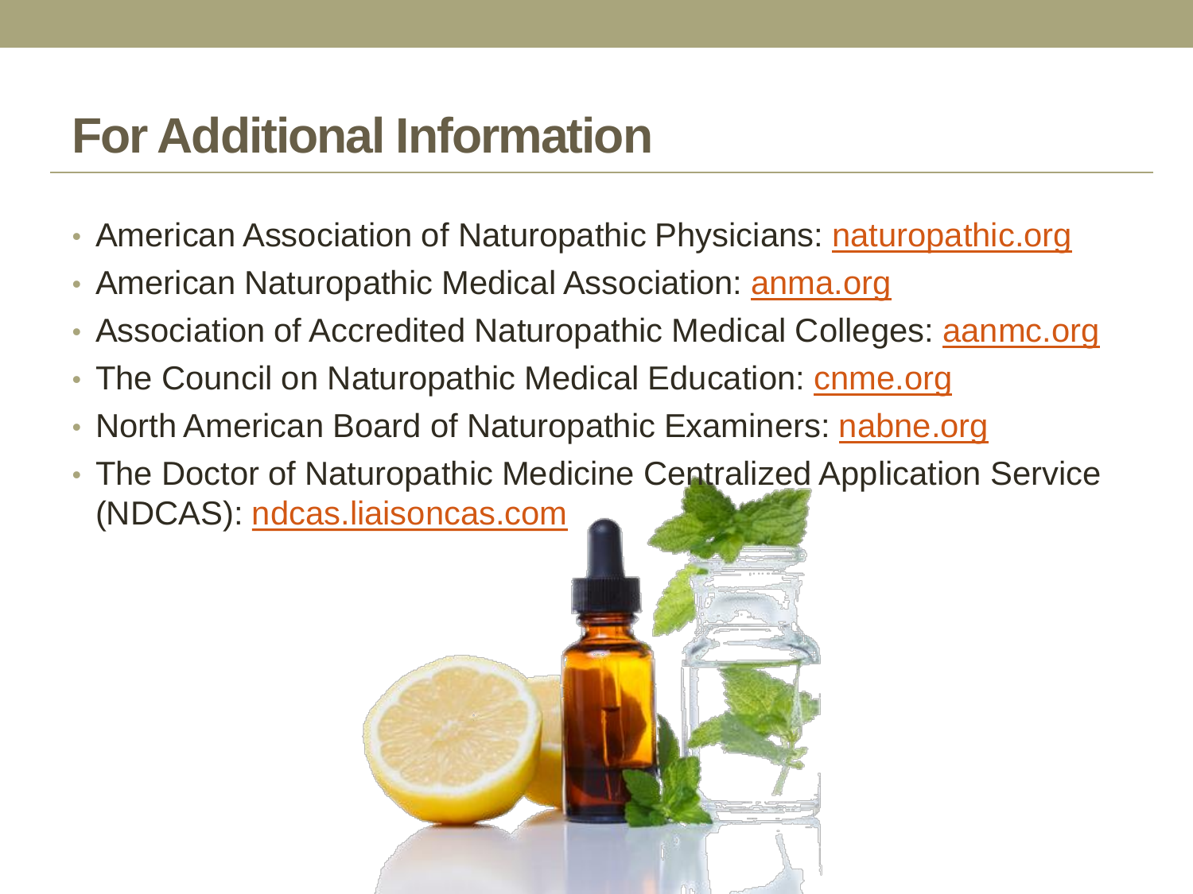# For Additional Information

- American Association of Naturopathic Physicians: naturopathic.org
- American Naturopathic Medical Association: anma.org
- Association of Accredited Naturopathic Medical Colleges: aanmc.org
- The Council on Naturopathic Medical Education: cnme.org
- North American Board of Naturopathic Examiners: nabne.org
- The Doctor of Naturopathic Medicine Centralized Application Service (NDCAS): ndcas.liaisoncas.com